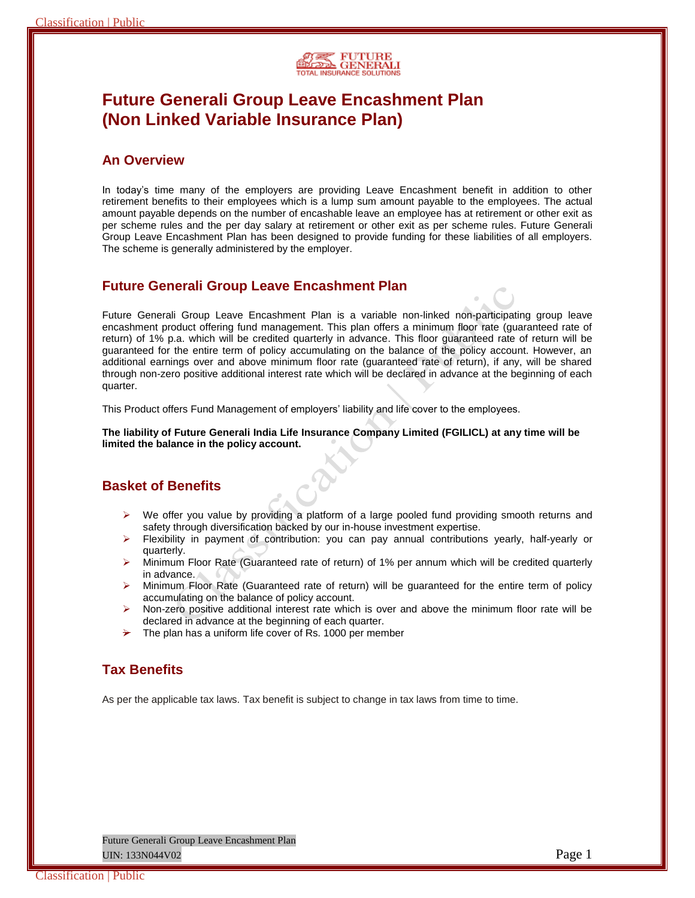# Future Generali Group Leave Encashment Plan (Non Linked Variable Insurance Plan)

## An Overview

In today's time many of the employers are providing Leave Encashment benefit in addition to other retirement benefits to their employees which is a lump sum amount payable to the employees. The actual amount payable depends on the number of encashable leave an employee has at retirement or other exit as per scheme rules and the per day salary at retirement or other exit as per scheme rules. Future Generali Group Leave Encashment Plan has been designed to provide funding for these liabilities of all employers. The scheme is generally administered by the employer.

## Future Generali Group Leave Encashment Plan

Future Generali Group Leave Encashment Plan is a variable non-linked non-participating group leave encashment product offering fund management. This plan offers a minimum floor rate (guaranteed rate of return) of 1% p.a. which will be credited quarterly in advance. This floor guaranteed rate of return will be guaranteed for the entire term of policy accumulating on the balance of the policy account. However, an additional earnings over and above minimum floor rate (guaranteed rate of return), if any, will be shared through non-zero positive additional interest rate which will be declared in advance at the beginning of each quarter.

This Product offers Fund Management of employers' liability and life cover to the employees.

**The liability of Future Generali India Life Insurance Company Limited (FGILICL) at any time will be limited the balance in the policy account.**

## Basket of Benefits

- We offer you value by providing a platform of a large pooled fund providing smooth returns and safety through diversification backed by our in-house investment expertise.
- Flexibility in payment of contribution: you can pay annual contributions yearly, half-yearly or quarterly.
- Minimum Floor Rate (Guaranteed rate of return) of 1% per annum which will be credited quarterly in advance.
- Minimum Floor Rate (Guaranteed rate of return) will be guaranteed for the entire term of policy accumulating on the balance of policy account.
- Non-zero positive additional interest rate which is over and above the minimum floor rate will be declared in advance at the beginning of each quarter.
- The plan has a uniform life cover of Rs. 1000 per member

## Tax Benefits

As per the applicable tax laws. Tax benefit is subject to change in tax laws from time to time.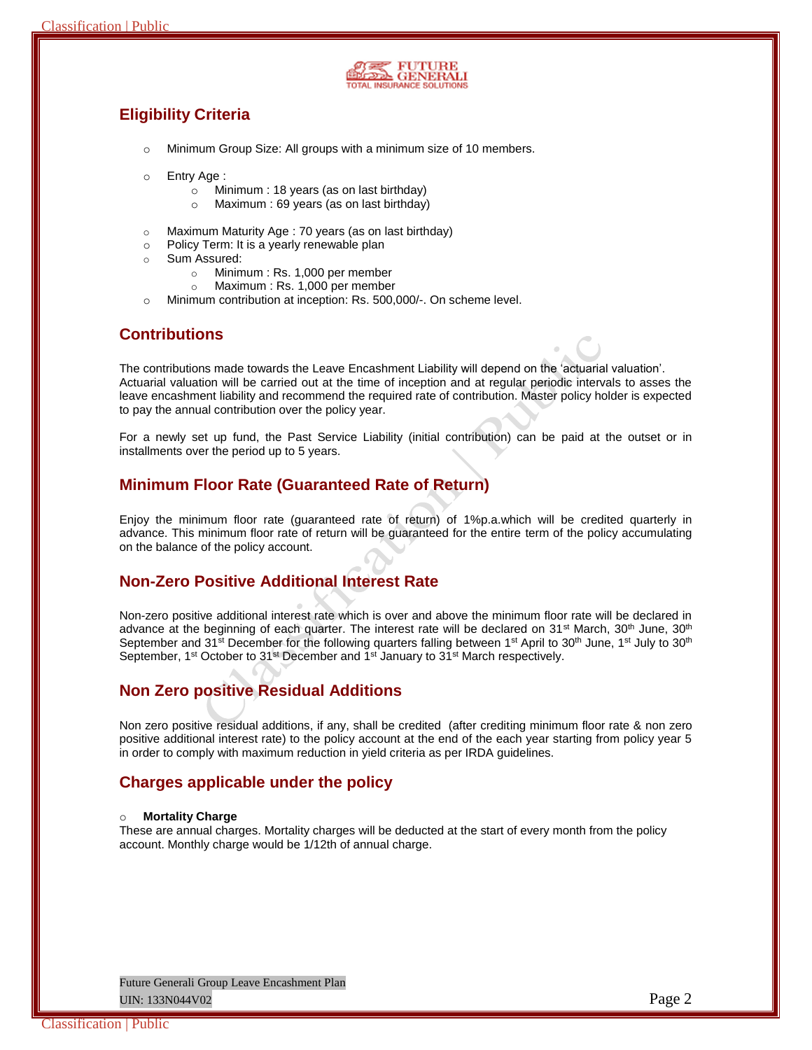## Eligibility Criteria

- Minimum Group Size: All groups with a minimum size of 10 members.
- Entry Age :
  - Minimum : 18 years (as on last birthday)
  - Maximum : 69 years (as on last birthday)
- Maximum Maturity Age : 70 years (as on last birthday)
- Policy Term: It is a yearly renewable plan
- Sum Assured:
  - Minimum : Rs. 1,000 per member
  - Maximum : Rs. 1,000 per member
- Minimum contribution at inception: Rs. 500,000/-. On scheme level.

## Contributions

The contributions made towards the Leave Encashment Liability will depend on the 'actuarial valuation'. Actuarial valuation will be carried out at the time of inception and at regular periodic intervals to asses the leave encashment liability and recommend the required rate of contribution. Master policy holder is expected to pay the annual contribution over the policy year.

For a newly set up fund, the Past Service Liability (initial contribution) can be paid at the outset or in installments over the period up to 5 years.

## Minimum Floor Rate (Guaranteed Rate of Return)

Enjoy the minimum floor rate (guaranteed rate of return) of 1%p.a.which will be credited quarterly in advance. This minimum floor rate of return will be guaranteed for the entire term of the policy accumulating on the balance of the policy account.

## Non-Zero Positive Additional Interest Rate

Non-zero positive additional interest rate which is over and above the minimum floor rate will be declared in advance at the beginning of each quarter. The interest rate will be declared on 31st March, 30th June, 30th September and 31st December for the following quarters falling between 1st April to 30th June, 1st July to 30th September, 1st October to 31st December and 1st January to 31st March respectively.

## Non Zero positive Residual Additions

Non zero positive residual additions, if any, shall be credited (after crediting minimum floor rate & non zero positive additional interest rate) to the policy account at the end of the each year starting from policy year 5 in order to comply with maximum reduction in yield criteria as per IRDA guidelines.

## Charges applicable under the policy

- **Mortality Charge**

These are annual charges. Mortality charges will be deducted at the start of every month from the policy account. Monthly charge would be 1/12th of annual charge.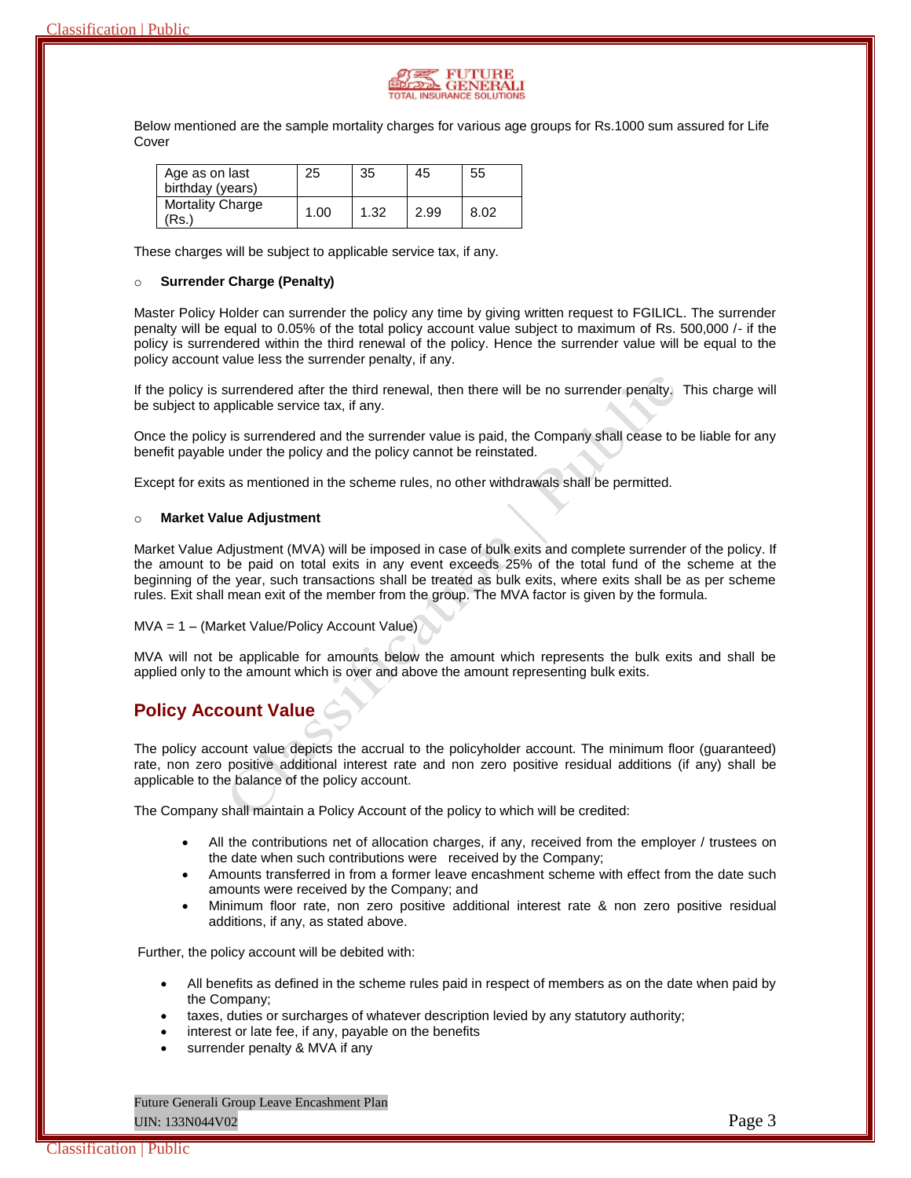Below mentioned are the sample mortality charges for various age groups for Rs.1000 sum assured for Life Cover

| Age as on last birthday (years) | 25 | 35 | 45 | 55 |
|---|---|---|---|---|
| Mortality Charge (Rs.) | 1.00 | 1.32 | 2.99 | 8.02 |

These charges will be subject to applicable service tax, if any.

- **Surrender Charge (Penalty)**

Master Policy Holder can surrender the policy any time by giving written request to FGILICL. The surrender penalty will be equal to 0.05% of the total policy account value subject to maximum of Rs. 500,000 /- if the policy is surrendered within the third renewal of the policy. Hence the surrender value will be equal to the policy account value less the surrender penalty, if any.

If the policy is surrendered after the third renewal, then there will be no surrender penalty. This charge will be subject to applicable service tax, if any.

Once the policy is surrendered and the surrender value is paid, the Company shall cease to be liable for any benefit payable under the policy and the policy cannot be reinstated.

Except for exits as mentioned in the scheme rules, no other withdrawals shall be permitted.

- **Market Value Adjustment**

Market Value Adjustment (MVA) will be imposed in case of bulk exits and complete surrender of the policy. If the amount to be paid on total exits in any event exceeds 25% of the total fund of the scheme at the beginning of the year, such transactions shall be treated as bulk exits, where exits shall be as per scheme rules. Exit shall mean exit of the member from the group. The MVA factor is given by the formula.

MVA = 1 – (Market Value/Policy Account Value)

MVA will not be applicable for amounts below the amount which represents the bulk exits and shall be applied only to the amount which is over and above the amount representing bulk exits.

## Policy Account Value

The policy account value depicts the accrual to the policyholder account. The minimum floor (guaranteed) rate, non zero positive additional interest rate and non zero positive residual additions (if any) shall be applicable to the balance of the policy account.

The Company shall maintain a Policy Account of the policy to which will be credited:

- All the contributions net of allocation charges, if any, received from the employer / trustees on the date when such contributions were received by the Company;
- Amounts transferred in from a former leave encashment scheme with effect from the date such amounts were received by the Company; and
- Minimum floor rate, non zero positive additional interest rate & non zero positive residual additions, if any, as stated above.

Further, the policy account will be debited with:

- All benefits as defined in the scheme rules paid in respect of members as on the date when paid by the Company;
- taxes, duties or surcharges of whatever description levied by any statutory authority;
- interest or late fee, if any, payable on the benefits
- surrender penalty & MVA if any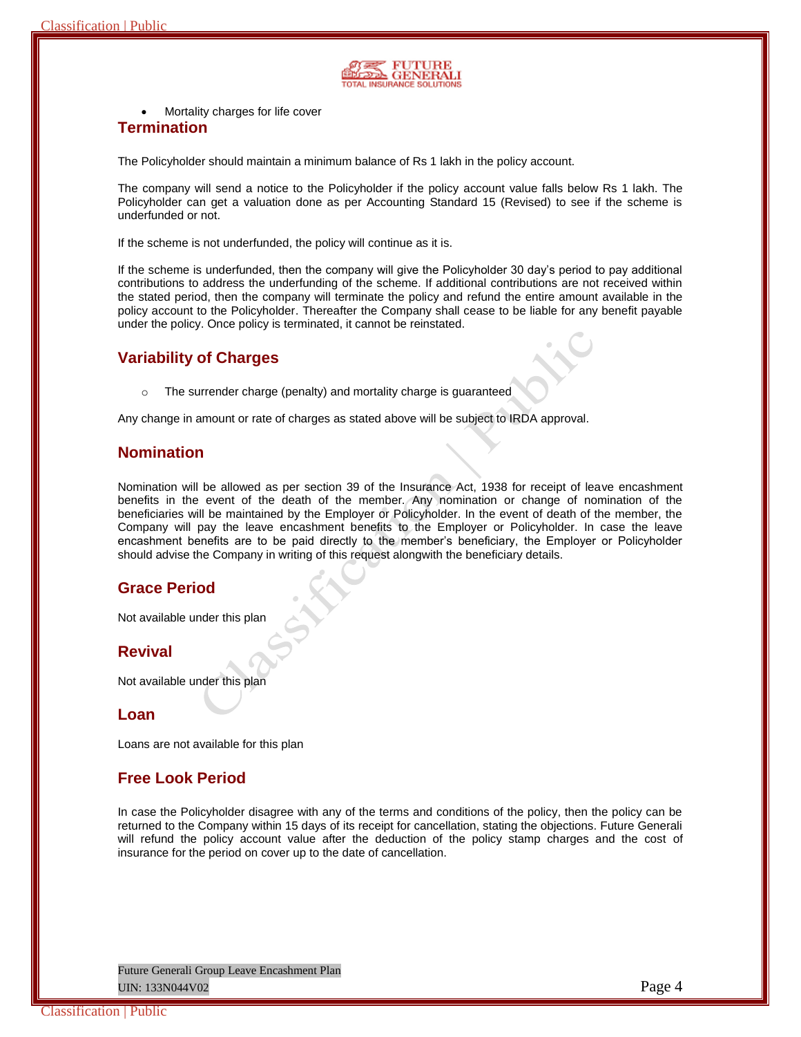- Mortality charges for life cover

## Termination

The Policyholder should maintain a minimum balance of Rs 1 lakh in the policy account.

The company will send a notice to the Policyholder if the policy account value falls below Rs 1 lakh. The Policyholder can get a valuation done as per Accounting Standard 15 (Revised) to see if the scheme is underfunded or not.

If the scheme is not underfunded, the policy will continue as it is.

If the scheme is underfunded, then the company will give the Policyholder 30 day's period to pay additional contributions to address the underfunding of the scheme. If additional contributions are not received within the stated period, then the company will terminate the policy and refund the entire amount available in the policy account to the Policyholder. Thereafter the Company shall cease to be liable for any benefit payable under the policy. Once policy is terminated, it cannot be reinstated.

## Variability of Charges

- The surrender charge (penalty) and mortality charge is guaranteed

Any change in amount or rate of charges as stated above will be subject to IRDA approval.

## Nomination

Nomination will be allowed as per section 39 of the Insurance Act, 1938 for receipt of leave encashment benefits in the event of the death of the member. Any nomination or change of nomination of the beneficiaries will be maintained by the Employer or Policyholder. In the event of death of the member, the Company will pay the leave encashment benefits to the Employer or Policyholder. In case the leave encashment benefits are to be paid directly to the member's beneficiary, the Employer or Policyholder should advise the Company in writing of this request alongwith the beneficiary details.

## Grace Period

Not available under this plan

## Revival

Not available under this plan

## Loan

Loans are not available for this plan

## Free Look Period

In case the Policyholder disagree with any of the terms and conditions of the policy, then the policy can be returned to the Company within 15 days of its receipt for cancellation, stating the objections. Future Generali will refund the policy account value after the deduction of the policy stamp charges and the cost of insurance for the period on cover up to the date of cancellation.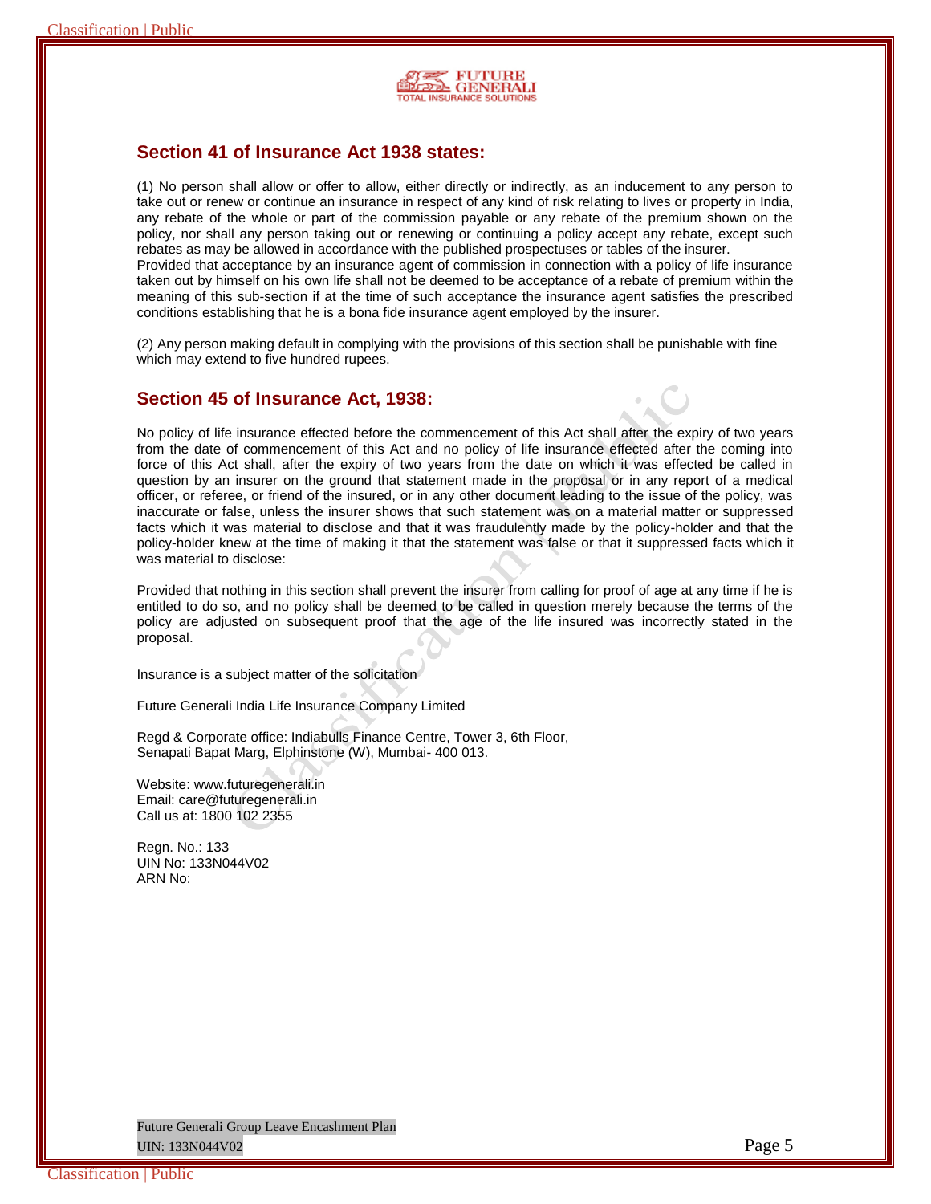## Section 41 of Insurance Act 1938 states:

(1) No person shall allow or offer to allow, either directly or indirectly, as an inducement to any person to take out or renew or continue an insurance in respect of any kind of risk relating to lives or property in India, any rebate of the whole or part of the commission payable or any rebate of the premium shown on the policy, nor shall any person taking out or renewing or continuing a policy accept any rebate, except such rebates as may be allowed in accordance with the published prospectuses or tables of the insurer.
Provided that acceptance by an insurance agent of commission in connection with a policy of life insurance taken out by himself on his own life shall not be deemed to be acceptance of a rebate of premium within the meaning of this sub-section if at the time of such acceptance the insurance agent satisfies the prescribed conditions establishing that he is a bona fide insurance agent employed by the insurer.

(2) Any person making default in complying with the provisions of this section shall be punishable with fine which may extend to five hundred rupees.

## Section 45 of Insurance Act, 1938:

No policy of life insurance effected before the commencement of this Act shall after the expiry of two years from the date of commencement of this Act and no policy of life insurance effected after the coming into force of this Act shall, after the expiry of two years from the date on which it was effected be called in question by an insurer on the ground that statement made in the proposal or in any report of a medical officer, or referee, or friend of the insured, or in any other document leading to the issue of the policy, was inaccurate or false, unless the insurer shows that such statement was on a material matter or suppressed facts which it was material to disclose and that it was fraudulently made by the policy-holder and that the policy-holder knew at the time of making it that the statement was false or that it suppressed facts which it was material to disclose:

Provided that nothing in this section shall prevent the insurer from calling for proof of age at any time if he is entitled to do so, and no policy shall be deemed to be called in question merely because the terms of the policy are adjusted on subsequent proof that the age of the life insured was incorrectly stated in the proposal.

Insurance is a subject matter of the solicitation

Future Generali India Life Insurance Company Limited

Regd & Corporate office: Indiabulls Finance Centre, Tower 3, 6th Floor,
Senapati Bapat Marg, Elphinstone (W), Mumbai- 400 013.

Website: www.futuregenerali.in
Email: care@futuregenerali.in
Call us at: 1800 102 2355

Regn. No.: 133
UIN No: 133N044V02
ARN No: